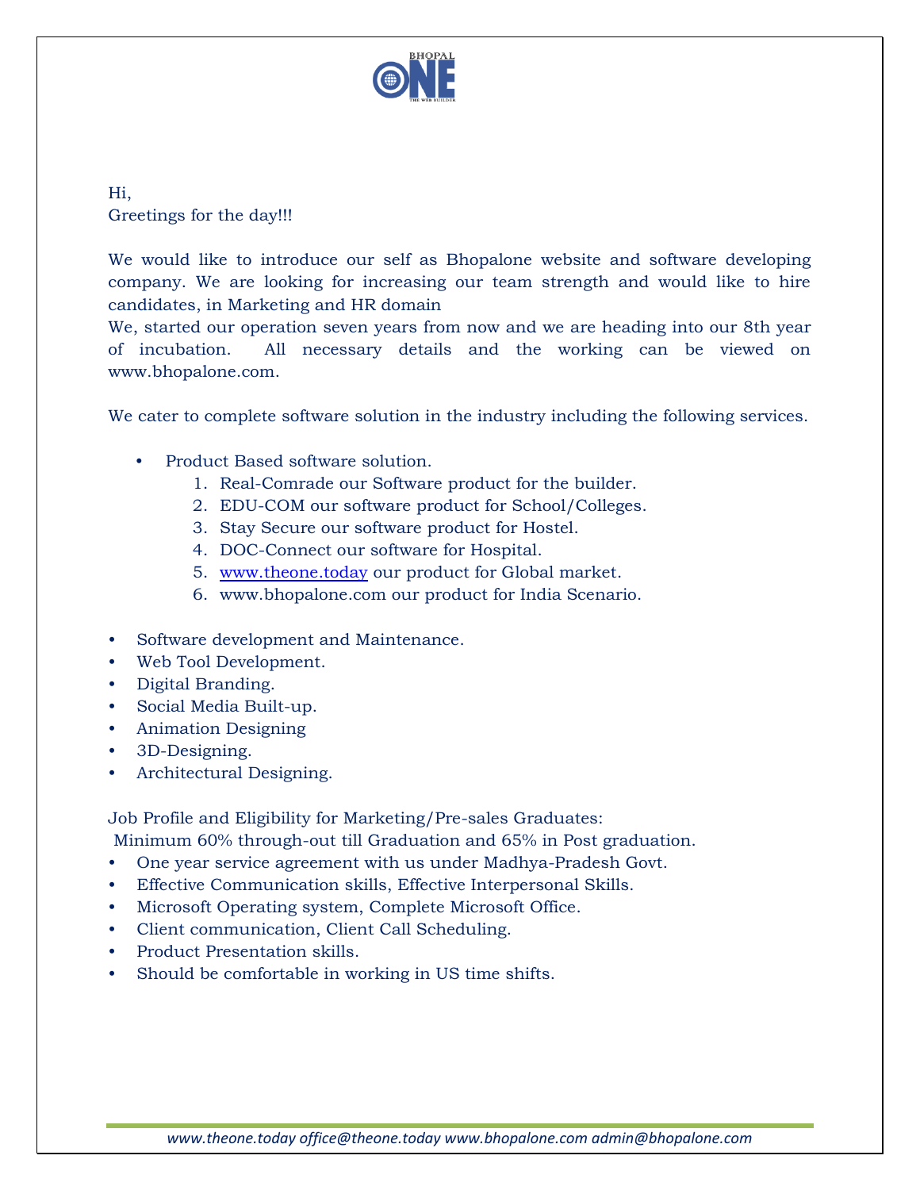Hi,
Greetings for the day!!!

We would like to introduce our self as Bhopalone website and software developing company. We are looking for increasing our team strength and would like to hire candidates, in Marketing and HR domain
We, started our operation seven years from now and we are heading into our 8th year of incubation. All necessary details and the working can be viewed on www.bhopalone.com.

We cater to complete software solution in the industry including the following services.

- Product Based software solution.
  1. Real-Comrade our Software product for the builder.
  2. EDU-COM our software product for School/Colleges.
  3. Stay Secure our software product for Hostel.
  4. DOC-Connect our software for Hospital.
  5. [www.theone.today](http://www.theone.today) our product for Global market.
  6. www.bhopalone.com our product for India Scenario.

- Software development and Maintenance.
- Web Tool Development.
- Digital Branding.
- Social Media Built-up.
- Animation Designing
- 3D-Designing.
- Architectural Designing.

Job Profile and Eligibility for Marketing/Pre-sales Graduates:
Minimum 60% through-out till Graduation and 65% in Post graduation.

- One year service agreement with us under Madhya-Pradesh Govt.
- Effective Communication skills, Effective Interpersonal Skills.
- Microsoft Operating system, Complete Microsoft Office.
- Client communication, Client Call Scheduling.
- Product Presentation skills.
- Should be comfortable in working in US time shifts.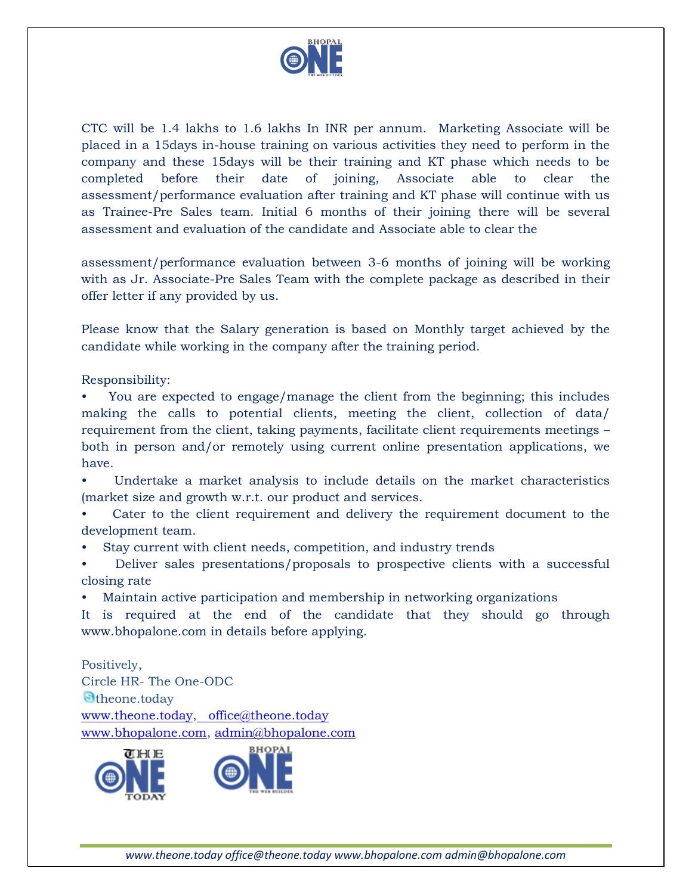CTC will be 1.4 lakhs to 1.6 lakhs In INR per annum. Marketing Associate will be placed in a 15days in-house training on various activities they need to perform in the company and these 15days will be their training and KT phase which needs to be completed before their date of joining, Associate able to clear the assessment/performance evaluation after training and KT phase will continue with us as Trainee-Pre Sales team. Initial 6 months of their joining there will be several assessment and evaluation of the candidate and Associate able to clear the

assessment/performance evaluation between 3-6 months of joining will be working with as Jr. Associate-Pre Sales Team with the complete package as described in their offer letter if any provided by us.

Please know that the Salary generation is based on Monthly target achieved by the candidate while working in the company after the training period.

Responsibility:

- You are expected to engage/manage the client from the beginning; this includes making the calls to potential clients, meeting the client, collection of data/ requirement from the client, taking payments, facilitate client requirements meetings – both in person and/or remotely using current online presentation applications, we have.
- Undertake a market analysis to include details on the market characteristics (market size and growth w.r.t. our product and services.
- Cater to the client requirement and delivery the requirement document to the development team.
- Stay current with client needs, competition, and industry trends
- Deliver sales presentations/proposals to prospective clients with a successful closing rate
- Maintain active participation and membership in networking organizations

It is required at the end of the candidate that they should go through www.bhopalone.com in details before applying.

Positively,
Circle HR- The One-ODC
theone.today
www.theone.today, office@theone.today
www.bhopalone.com, admin@bhopalone.com